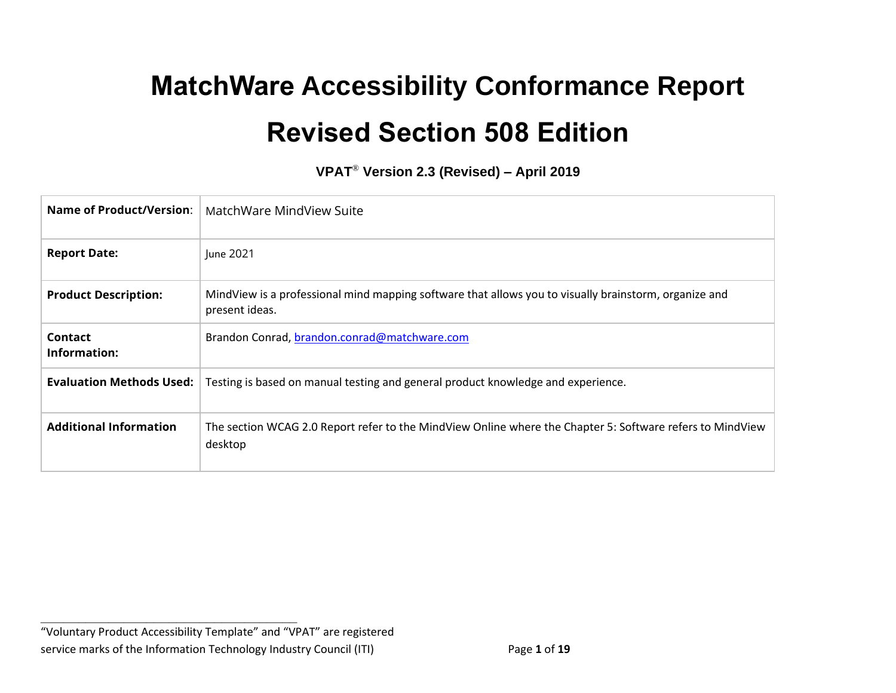# MatchWare Accessibility Conformance Report

# Revised Section 508 Edition

### VPAT® Version 2.3 (Revised) – April 2019

| **Name of Product/Version**: | MatchWare MindView Suite |
|---|---|
| **Report Date:** | June 2021 |
| **Product Description:** | MindView is a professional mind mapping software that allows you to visually brainstorm, organize and present ideas. |
| **Contact Information:** | Brandon Conrad, brandon.conrad@matchware.com |
| **Evaluation Methods Used:** | Testing is based on manual testing and general product knowledge and experience. |
| **Additional Information** | The section WCAG 2.0 Report refer to the MindView Online where the Chapter 5: Software refers to MindView desktop |

"Voluntary Product Accessibility Template" and "VPAT" are registered service marks of the Information Technology Industry Council (ITI)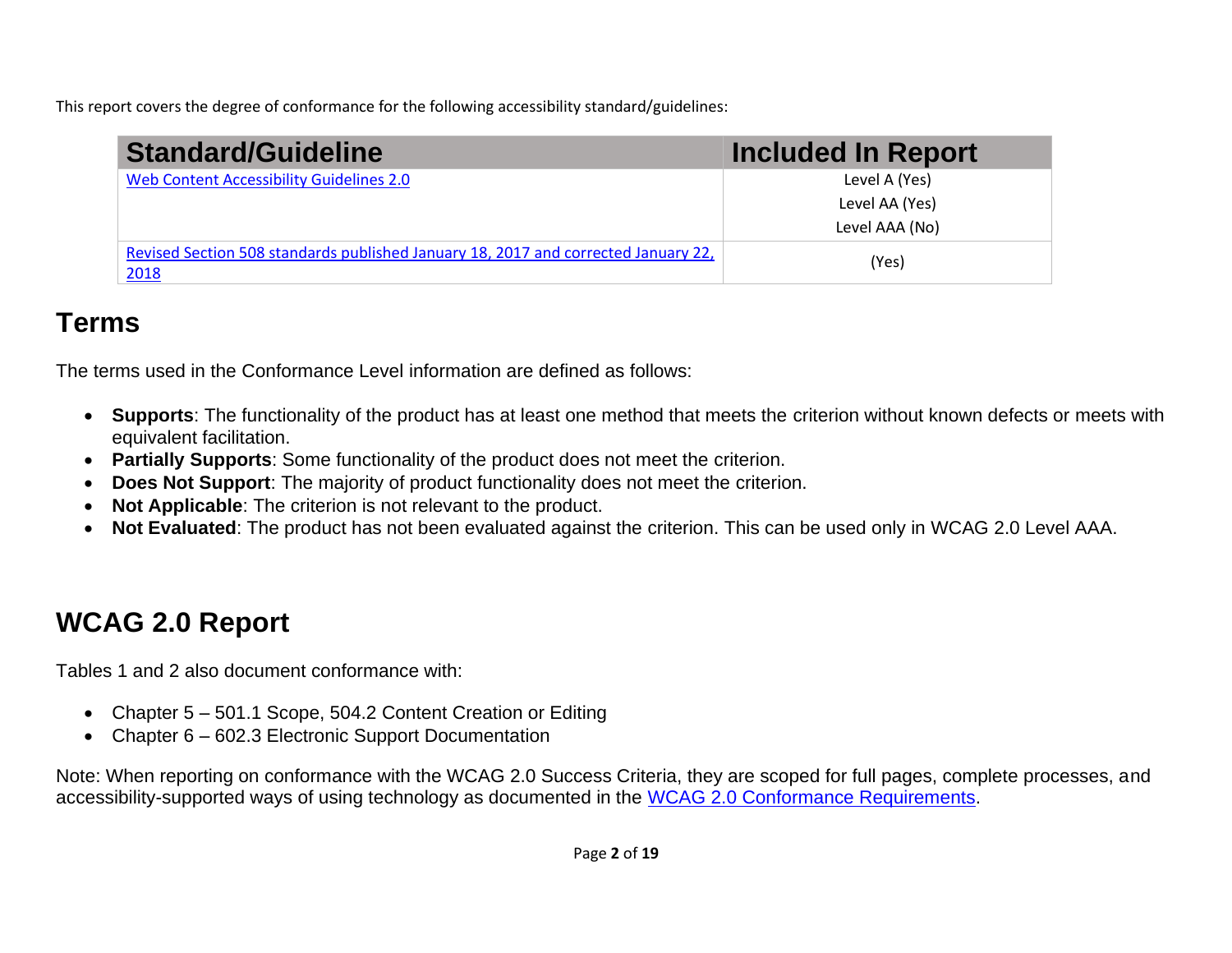This report covers the degree of conformance for the following accessibility standard/guidelines:

| Standard/Guideline | Included In Report |
|---|---|
| [Web Content Accessibility Guidelines 2.0]() | Level A (Yes)<br>Level AA (Yes)<br>Level AAA (No) |
| [Revised Section 508 standards published January 18, 2017 and corrected January 22, 2018]() | (Yes) |

## Terms

The terms used in the Conformance Level information are defined as follows:

- **Supports**: The functionality of the product has at least one method that meets the criterion without known defects or meets with equivalent facilitation.
- **Partially Supports**: Some functionality of the product does not meet the criterion.
- **Does Not Support**: The majority of product functionality does not meet the criterion.
- **Not Applicable**: The criterion is not relevant to the product.
- **Not Evaluated**: The product has not been evaluated against the criterion. This can be used only in WCAG 2.0 Level AAA.

## WCAG 2.0 Report

Tables 1 and 2 also document conformance with:

- Chapter 5 – 501.1 Scope, 504.2 Content Creation or Editing
- Chapter 6 – 602.3 Electronic Support Documentation

Note: When reporting on conformance with the WCAG 2.0 Success Criteria, they are scoped for full pages, complete processes, and accessibility-supported ways of using technology as documented in the [WCAG 2.0 Conformance Requirements]().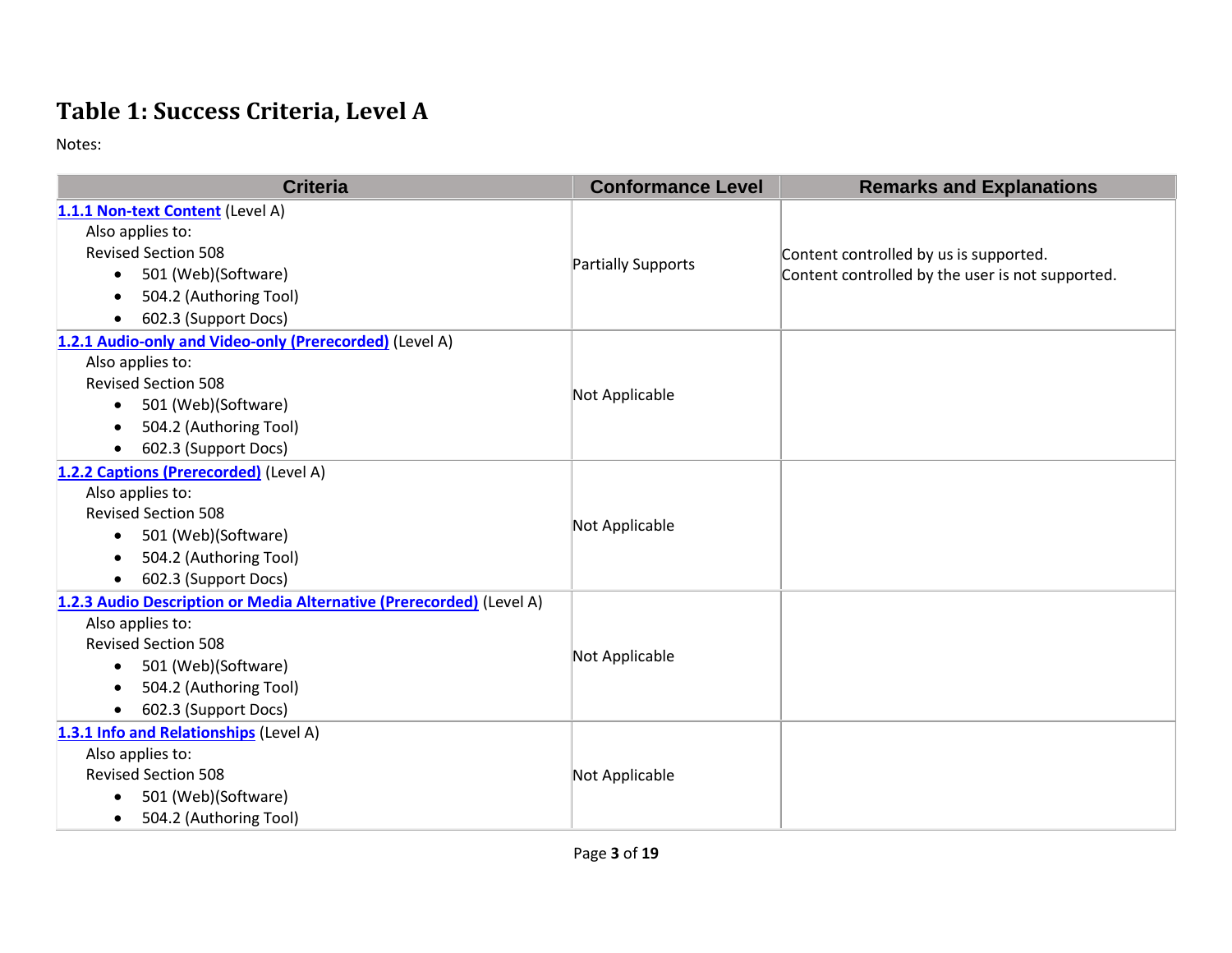## Table 1: Success Criteria, Level A

Notes:

| Criteria | Conformance Level | Remarks and Explanations |
| --- | --- | --- |
| **1.1.1 Non-text Content** (Level A)<br>Also applies to:<br>Revised Section 508<br>• 501 (Web)(Software)<br>• 504.2 (Authoring Tool)<br>• 602.3 (Support Docs) | Partially Supports | Content controlled by us is supported.<br>Content controlled by the user is not supported. |
| **1.2.1 Audio-only and Video-only (Prerecorded)** (Level A)<br>Also applies to:<br>Revised Section 508<br>• 501 (Web)(Software)<br>• 504.2 (Authoring Tool)<br>• 602.3 (Support Docs) | Not Applicable | |
| **1.2.2 Captions (Prerecorded)** (Level A)<br>Also applies to:<br>Revised Section 508<br>• 501 (Web)(Software)<br>• 504.2 (Authoring Tool)<br>• 602.3 (Support Docs) | Not Applicable | |
| **1.2.3 Audio Description or Media Alternative (Prerecorded)** (Level A)<br>Also applies to:<br>Revised Section 508<br>• 501 (Web)(Software)<br>• 504.2 (Authoring Tool)<br>• 602.3 (Support Docs) | Not Applicable | |
| **1.3.1 Info and Relationships** (Level A)<br>Also applies to:<br>Revised Section 508<br>• 501 (Web)(Software)<br>• 504.2 (Authoring Tool) | Not Applicable | |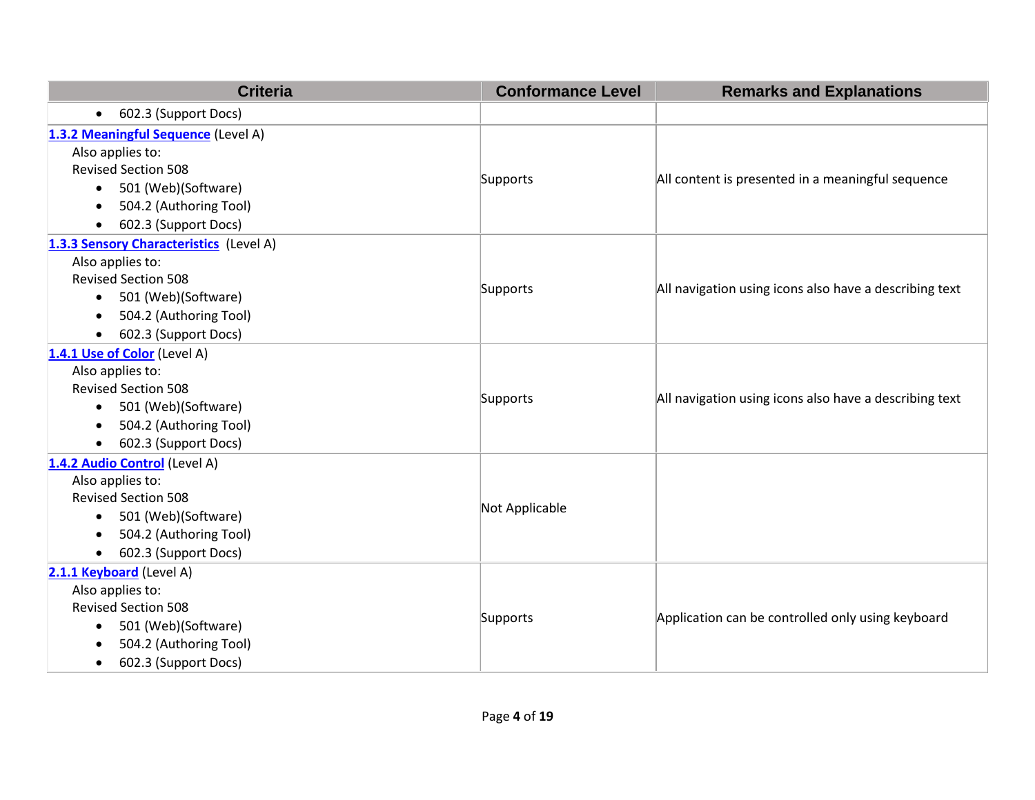| Criteria | Conformance Level | Remarks and Explanations |
|---|---|---|
| • 602.3 (Support Docs) | | |
| **1.3.2 Meaningful Sequence** (Level A)<br>Also applies to:<br>Revised Section 508<br>• 501 (Web)(Software)<br>• 504.2 (Authoring Tool)<br>• 602.3 (Support Docs) | Supports | All content is presented in a meaningful sequence |
| **1.3.3 Sensory Characteristics** (Level A)<br>Also applies to:<br>Revised Section 508<br>• 501 (Web)(Software)<br>• 504.2 (Authoring Tool)<br>• 602.3 (Support Docs) | Supports | All navigation using icons also have a describing text |
| **1.4.1 Use of Color** (Level A)<br>Also applies to:<br>Revised Section 508<br>• 501 (Web)(Software)<br>• 504.2 (Authoring Tool)<br>• 602.3 (Support Docs) | Supports | All navigation using icons also have a describing text |
| **1.4.2 Audio Control** (Level A)<br>Also applies to:<br>Revised Section 508<br>• 501 (Web)(Software)<br>• 504.2 (Authoring Tool)<br>• 602.3 (Support Docs) | Not Applicable | |
| **2.1.1 Keyboard** (Level A)<br>Also applies to:<br>Revised Section 508<br>• 501 (Web)(Software)<br>• 504.2 (Authoring Tool)<br>• 602.3 (Support Docs) | Supports | Application can be controlled only using keyboard |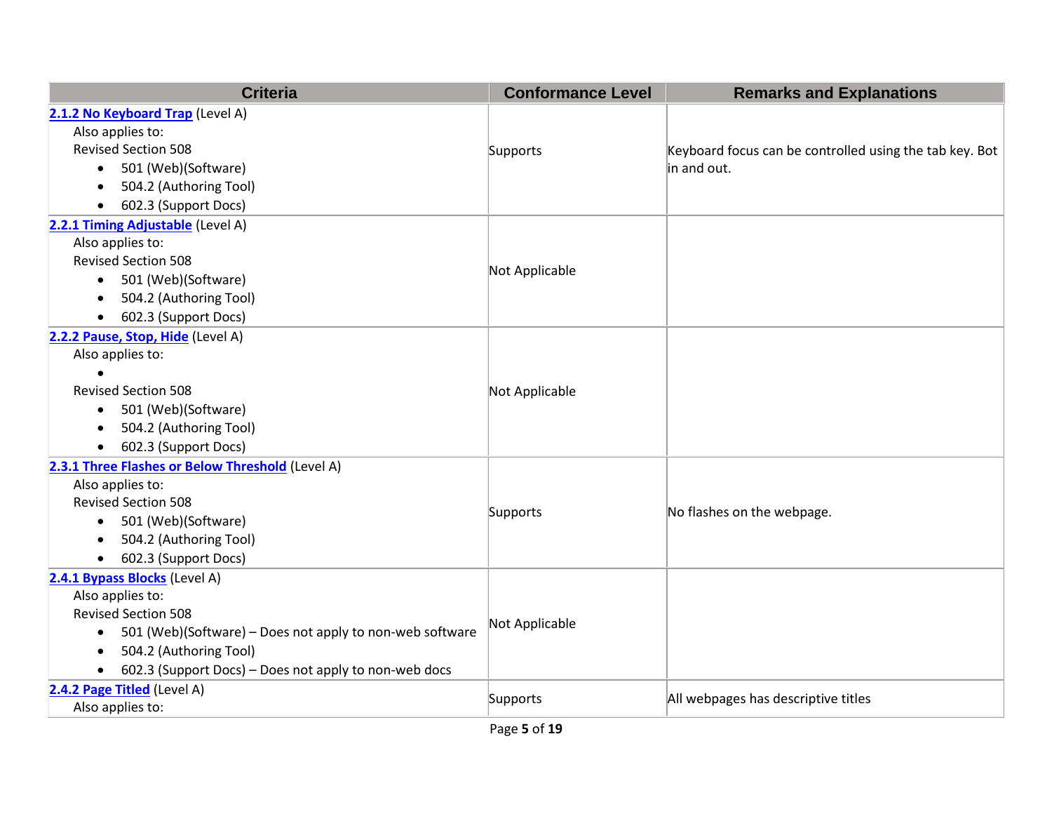| Criteria | Conformance Level | Remarks and Explanations |
|---|---|---|
| **2.1.2 No Keyboard Trap** (Level A)<br>Also applies to:<br>Revised Section 508<br>• 501 (Web)(Software)<br>• 504.2 (Authoring Tool)<br>• 602.3 (Support Docs) | Supports | Keyboard focus can be controlled using the tab key. Bot in and out. |
| **2.2.1 Timing Adjustable** (Level A)<br>Also applies to:<br>Revised Section 508<br>• 501 (Web)(Software)<br>• 504.2 (Authoring Tool)<br>• 602.3 (Support Docs) | Not Applicable | |
| **2.2.2 Pause, Stop, Hide** (Level A)<br>Also applies to:<br>•<br>Revised Section 508<br>• 501 (Web)(Software)<br>• 504.2 (Authoring Tool)<br>• 602.3 (Support Docs) | Not Applicable | |
| **2.3.1 Three Flashes or Below Threshold** (Level A)<br>Also applies to:<br>Revised Section 508<br>• 501 (Web)(Software)<br>• 504.2 (Authoring Tool)<br>• 602.3 (Support Docs) | Supports | No flashes on the webpage. |
| **2.4.1 Bypass Blocks** (Level A)<br>Also applies to:<br>Revised Section 508<br>• 501 (Web)(Software) – Does not apply to non-web software<br>• 504.2 (Authoring Tool)<br>• 602.3 (Support Docs) – Does not apply to non-web docs | Not Applicable | |
| **2.4.2 Page Titled** (Level A)<br>Also applies to: | Supports | All webpages has descriptive titles |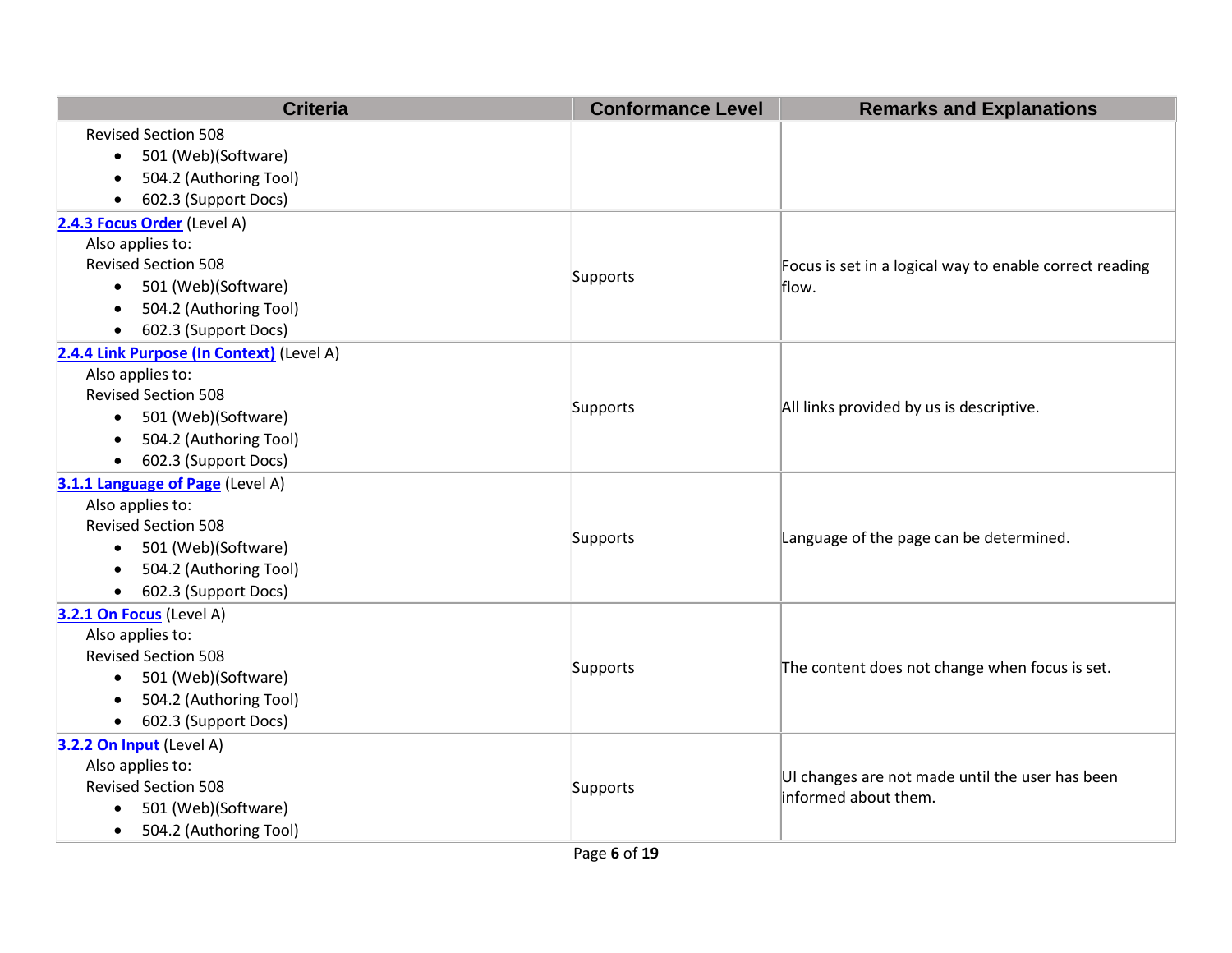| Criteria | Conformance Level | Remarks and Explanations |
|---|---|---|
| Revised Section 508<br>• 501 (Web)(Software)<br>• 504.2 (Authoring Tool)<br>• 602.3 (Support Docs) | | |
| **2.4.3 Focus Order** (Level A)<br>Also applies to:<br>Revised Section 508<br>• 501 (Web)(Software)<br>• 504.2 (Authoring Tool)<br>• 602.3 (Support Docs) | Supports | Focus is set in a logical way to enable correct reading flow. |
| **2.4.4 Link Purpose (In Context)** (Level A)<br>Also applies to:<br>Revised Section 508<br>• 501 (Web)(Software)<br>• 504.2 (Authoring Tool)<br>• 602.3 (Support Docs) | Supports | All links provided by us is descriptive. |
| **3.1.1 Language of Page** (Level A)<br>Also applies to:<br>Revised Section 508<br>• 501 (Web)(Software)<br>• 504.2 (Authoring Tool)<br>• 602.3 (Support Docs) | Supports | Language of the page can be determined. |
| **3.2.1 On Focus** (Level A)<br>Also applies to:<br>Revised Section 508<br>• 501 (Web)(Software)<br>• 504.2 (Authoring Tool)<br>• 602.3 (Support Docs) | Supports | The content does not change when focus is set. |
| **3.2.2 On Input** (Level A)<br>Also applies to:<br>Revised Section 508<br>• 501 (Web)(Software)<br>• 504.2 (Authoring Tool) | Supports | UI changes are not made until the user has been informed about them. |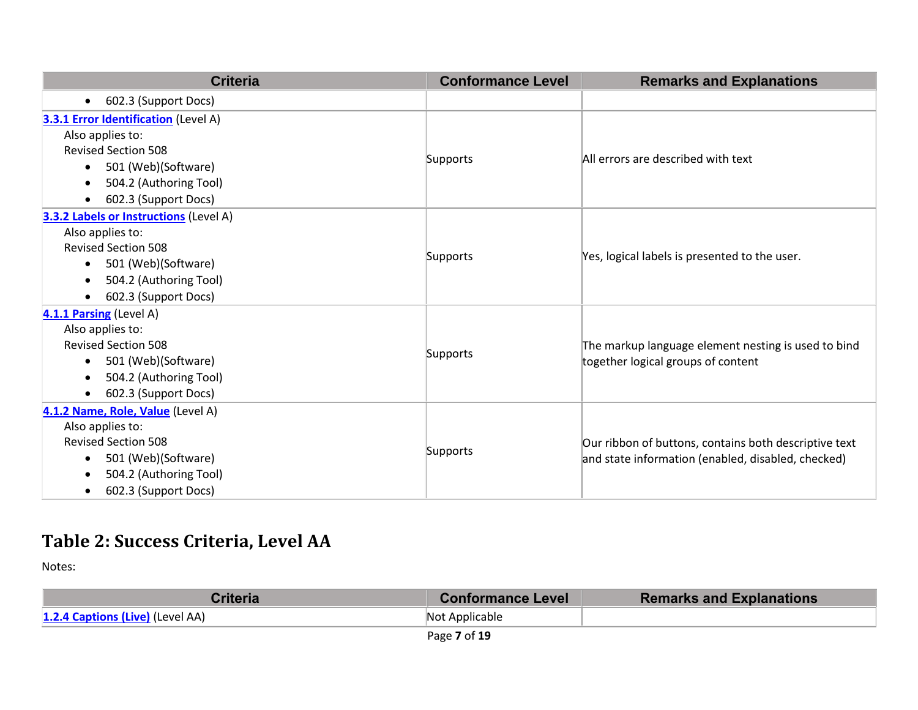| Criteria | Conformance Level | Remarks and Explanations |
|---|---|---|
| • 602.3 (Support Docs) | | |
| **3.3.1 Error Identification** (Level A)<br>Also applies to:<br>Revised Section 508<br>• 501 (Web)(Software)<br>• 504.2 (Authoring Tool)<br>• 602.3 (Support Docs) | Supports | All errors are described with text |
| **3.3.2 Labels or Instructions** (Level A)<br>Also applies to:<br>Revised Section 508<br>• 501 (Web)(Software)<br>• 504.2 (Authoring Tool)<br>• 602.3 (Support Docs) | Supports | Yes, logical labels is presented to the user. |
| **4.1.1 Parsing** (Level A)<br>Also applies to:<br>Revised Section 508<br>• 501 (Web)(Software)<br>• 504.2 (Authoring Tool)<br>• 602.3 (Support Docs) | Supports | The markup language element nesting is used to bind together logical groups of content |
| **4.1.2 Name, Role, Value** (Level A)<br>Also applies to:<br>Revised Section 508<br>• 501 (Web)(Software)<br>• 504.2 (Authoring Tool)<br>• 602.3 (Support Docs) | Supports | Our ribbon of buttons, contains both descriptive text and state information (enabled, disabled, checked) |

## Table 2: Success Criteria, Level AA

Notes:

| Criteria | Conformance Level | Remarks and Explanations |
|---|---|---|
| **1.2.4 Captions (Live)** (Level AA) | Not Applicable | |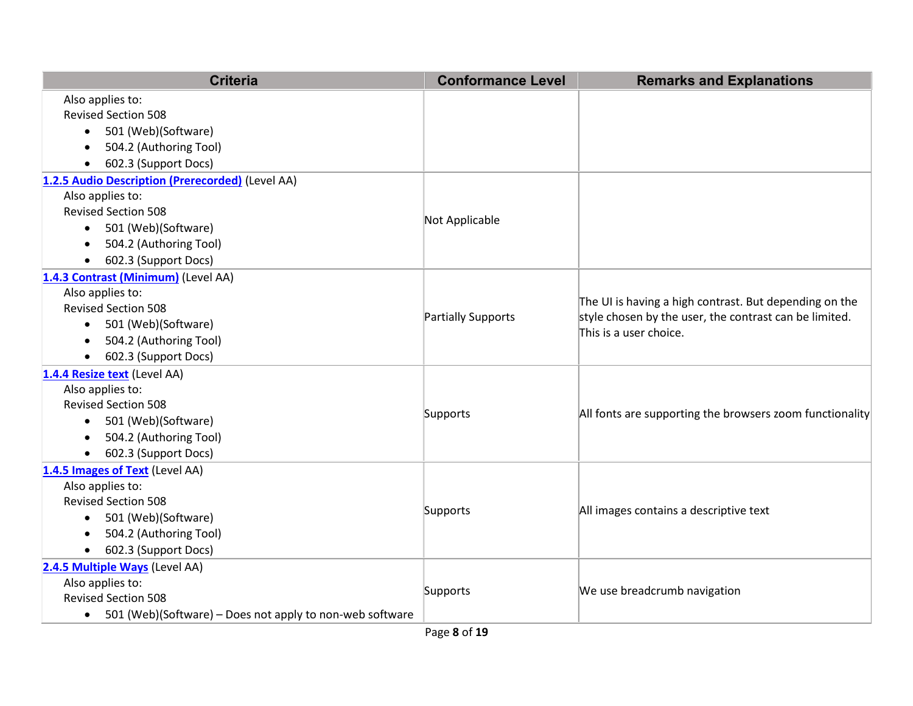| Criteria | Conformance Level | Remarks and Explanations |
|---|---|---|
| Also applies to:<br>Revised Section 508<br>• 501 (Web)(Software)<br>• 504.2 (Authoring Tool)<br>• 602.3 (Support Docs) | | |
| **1.2.5 Audio Description (Prerecorded)** (Level AA)<br>Also applies to:<br>Revised Section 508<br>• 501 (Web)(Software)<br>• 504.2 (Authoring Tool)<br>• 602.3 (Support Docs) | Not Applicable | |
| **1.4.3 Contrast (Minimum)** (Level AA)<br>Also applies to:<br>Revised Section 508<br>• 501 (Web)(Software)<br>• 504.2 (Authoring Tool)<br>• 602.3 (Support Docs) | Partially Supports | The UI is having a high contrast. But depending on the style chosen by the user, the contrast can be limited. This is a user choice. |
| **1.4.4 Resize text** (Level AA)<br>Also applies to:<br>Revised Section 508<br>• 501 (Web)(Software)<br>• 504.2 (Authoring Tool)<br>• 602.3 (Support Docs) | Supports | All fonts are supporting the browsers zoom functionality |
| **1.4.5 Images of Text** (Level AA)<br>Also applies to:<br>Revised Section 508<br>• 501 (Web)(Software)<br>• 504.2 (Authoring Tool)<br>• 602.3 (Support Docs) | Supports | All images contains a descriptive text |
| **2.4.5 Multiple Ways** (Level AA)<br>Also applies to:<br>Revised Section 508<br>• 501 (Web)(Software) – Does not apply to non-web software | Supports | We use breadcrumb navigation |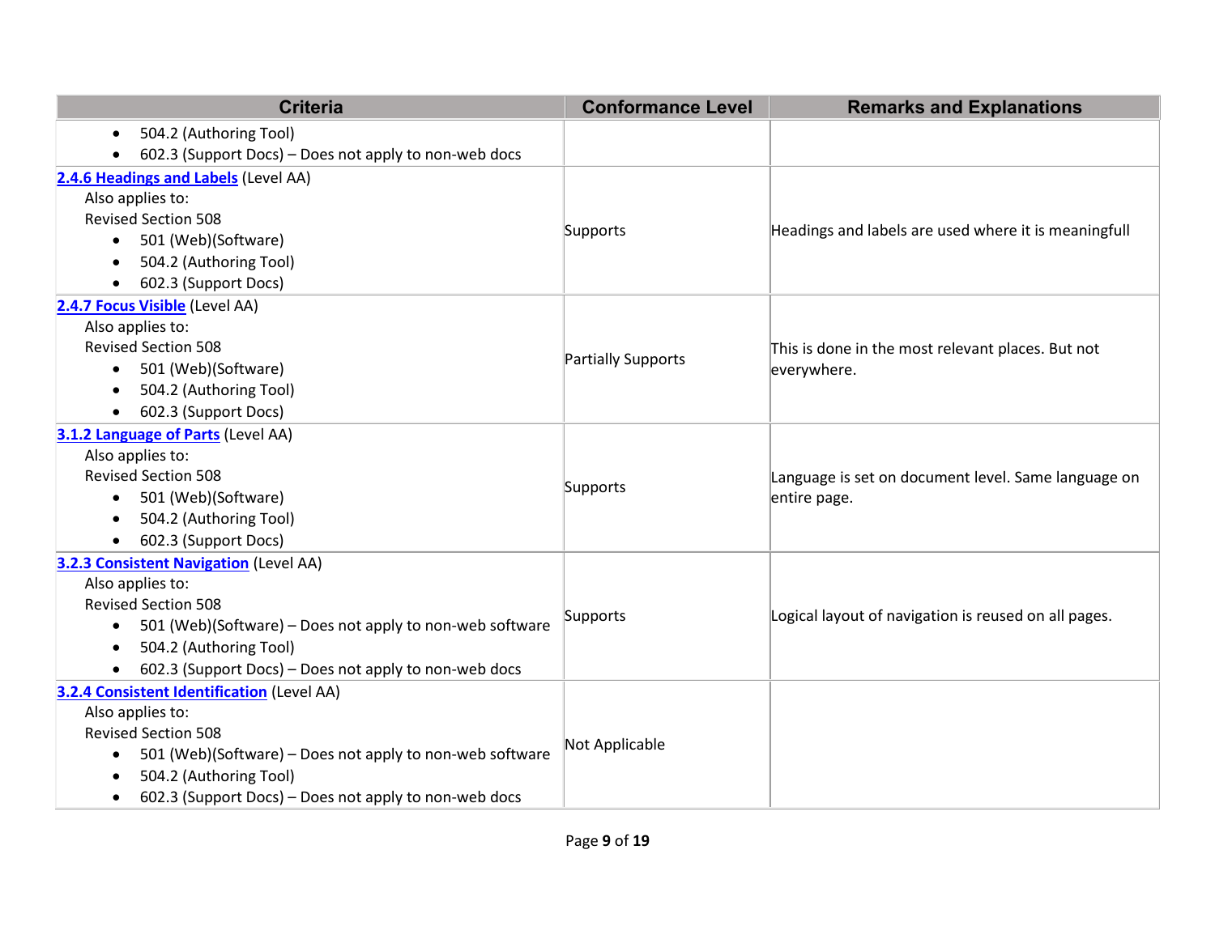| Criteria | Conformance Level | Remarks and Explanations |
|---|---|---|
| • 504.2 (Authoring Tool)<br>• 602.3 (Support Docs) – Does not apply to non-web docs | | |
| [2.4.6 Headings and Labels](#) (Level AA)<br>Also applies to:<br>Revised Section 508<br>• 501 (Web)(Software)<br>• 504.2 (Authoring Tool)<br>• 602.3 (Support Docs) | Supports | Headings and labels are used where it is meaningfull |
| [2.4.7 Focus Visible](#) (Level AA)<br>Also applies to:<br>Revised Section 508<br>• 501 (Web)(Software)<br>• 504.2 (Authoring Tool)<br>• 602.3 (Support Docs) | Partially Supports | This is done in the most relevant places. But not everywhere. |
| [3.1.2 Language of Parts](#) (Level AA)<br>Also applies to:<br>Revised Section 508<br>• 501 (Web)(Software)<br>• 504.2 (Authoring Tool)<br>• 602.3 (Support Docs) | Supports | Language is set on document level. Same language on entire page. |
| [3.2.3 Consistent Navigation](#) (Level AA)<br>Also applies to:<br>Revised Section 508<br>• 501 (Web)(Software) – Does not apply to non-web software<br>• 504.2 (Authoring Tool)<br>• 602.3 (Support Docs) – Does not apply to non-web docs | Supports | Logical layout of navigation is reused on all pages. |
| [3.2.4 Consistent Identification](#) (Level AA)<br>Also applies to:<br>Revised Section 508<br>• 501 (Web)(Software) – Does not apply to non-web software<br>• 504.2 (Authoring Tool)<br>• 602.3 (Support Docs) – Does not apply to non-web docs | Not Applicable | |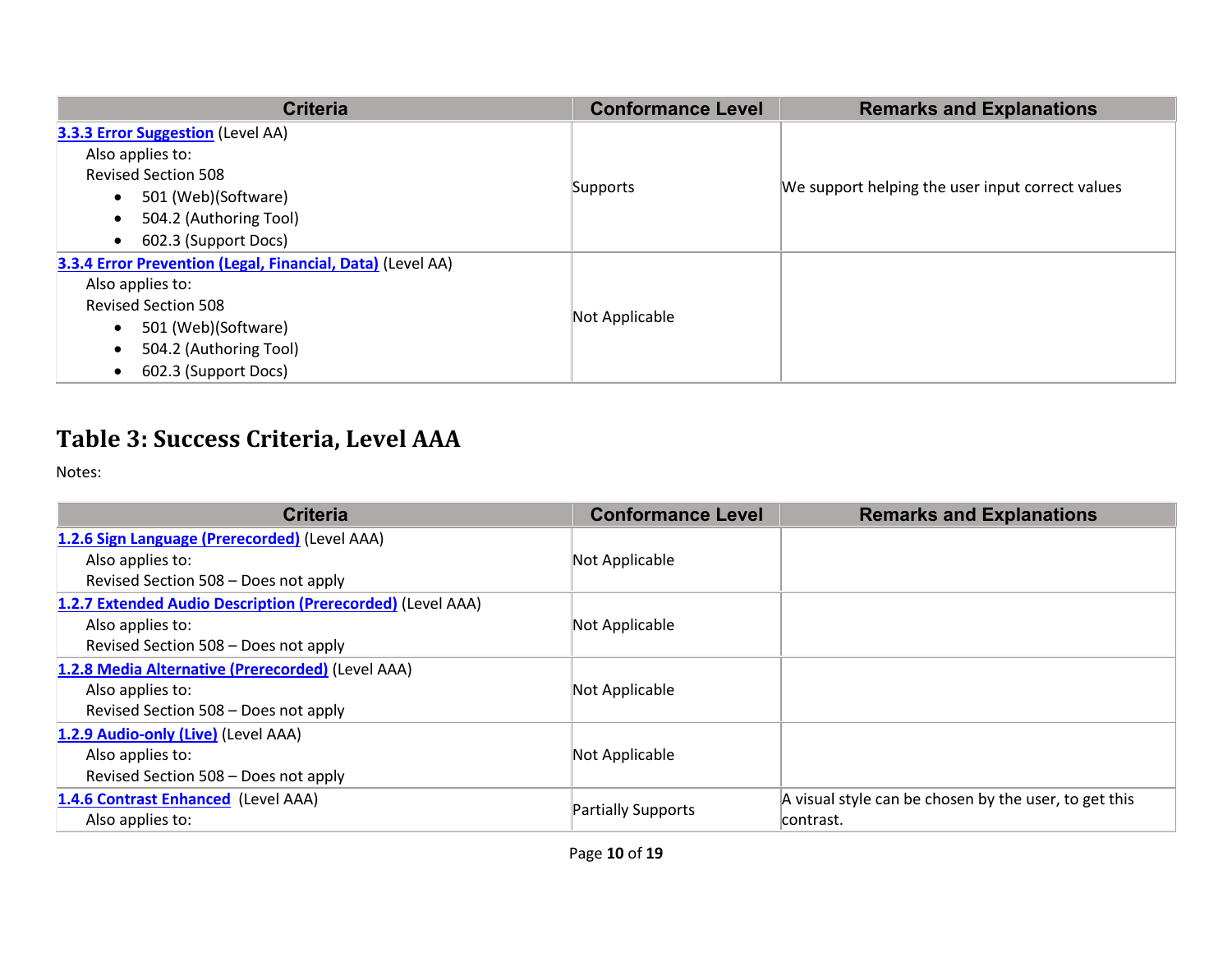| Criteria | Conformance Level | Remarks and Explanations |
|---|---|---|
| **3.3.3 Error Suggestion** (Level AA)<br>Also applies to:<br>Revised Section 508<br>• 501 (Web)(Software)<br>• 504.2 (Authoring Tool)<br>• 602.3 (Support Docs) | Supports | We support helping the user input correct values |
| **3.3.4 Error Prevention (Legal, Financial, Data)** (Level AA)<br>Also applies to:<br>Revised Section 508<br>• 501 (Web)(Software)<br>• 504.2 (Authoring Tool)<br>• 602.3 (Support Docs) | Not Applicable | |

## Table 3: Success Criteria, Level AAA

Notes:

| Criteria | Conformance Level | Remarks and Explanations |
|---|---|---|
| **1.2.6 Sign Language (Prerecorded)** (Level AAA)<br>Also applies to:<br>Revised Section 508 – Does not apply | Not Applicable | |
| **1.2.7 Extended Audio Description (Prerecorded)** (Level AAA)<br>Also applies to:<br>Revised Section 508 – Does not apply | Not Applicable | |
| **1.2.8 Media Alternative (Prerecorded)** (Level AAA)<br>Also applies to:<br>Revised Section 508 – Does not apply | Not Applicable | |
| **1.2.9 Audio-only (Live)** (Level AAA)<br>Also applies to:<br>Revised Section 508 – Does not apply | Not Applicable | |
| **1.4.6 Contrast Enhanced** (Level AAA)<br>Also applies to: | Partially Supports | A visual style can be chosen by the user, to get this contrast. |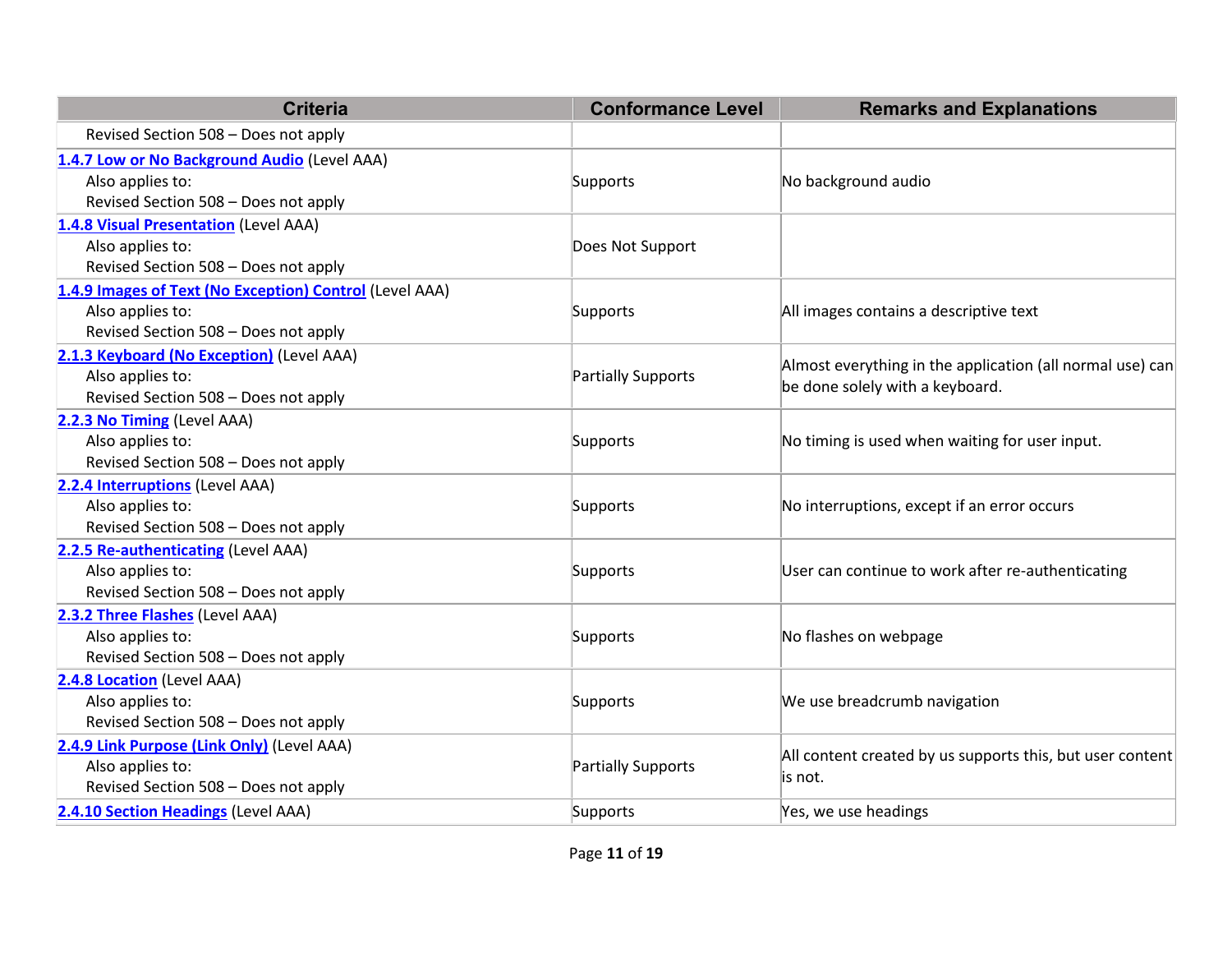| Criteria | Conformance Level | Remarks and Explanations |
|---|---|---|
| Revised Section 508 – Does not apply | | |
| 1.4.7 Low or No Background Audio (Level AAA)<br>Also applies to:<br>Revised Section 508 – Does not apply | Supports | No background audio |
| 1.4.8 Visual Presentation (Level AAA)<br>Also applies to:<br>Revised Section 508 – Does not apply | Does Not Support | |
| 1.4.9 Images of Text (No Exception) Control (Level AAA)<br>Also applies to:<br>Revised Section 508 – Does not apply | Supports | All images contains a descriptive text |
| 2.1.3 Keyboard (No Exception) (Level AAA)<br>Also applies to:<br>Revised Section 508 – Does not apply | Partially Supports | Almost everything in the application (all normal use) can be done solely with a keyboard. |
| 2.2.3 No Timing (Level AAA)<br>Also applies to:<br>Revised Section 508 – Does not apply | Supports | No timing is used when waiting for user input. |
| 2.2.4 Interruptions (Level AAA)<br>Also applies to:<br>Revised Section 508 – Does not apply | Supports | No interruptions, except if an error occurs |
| 2.2.5 Re-authenticating (Level AAA)<br>Also applies to:<br>Revised Section 508 – Does not apply | Supports | User can continue to work after re-authenticating |
| 2.3.2 Three Flashes (Level AAA)<br>Also applies to:<br>Revised Section 508 – Does not apply | Supports | No flashes on webpage |
| 2.4.8 Location (Level AAA)<br>Also applies to:<br>Revised Section 508 – Does not apply | Supports | We use breadcrumb navigation |
| 2.4.9 Link Purpose (Link Only) (Level AAA)<br>Also applies to:<br>Revised Section 508 – Does not apply | Partially Supports | All content created by us supports this, but user content is not. |
| 2.4.10 Section Headings (Level AAA) | Supports | Yes, we use headings |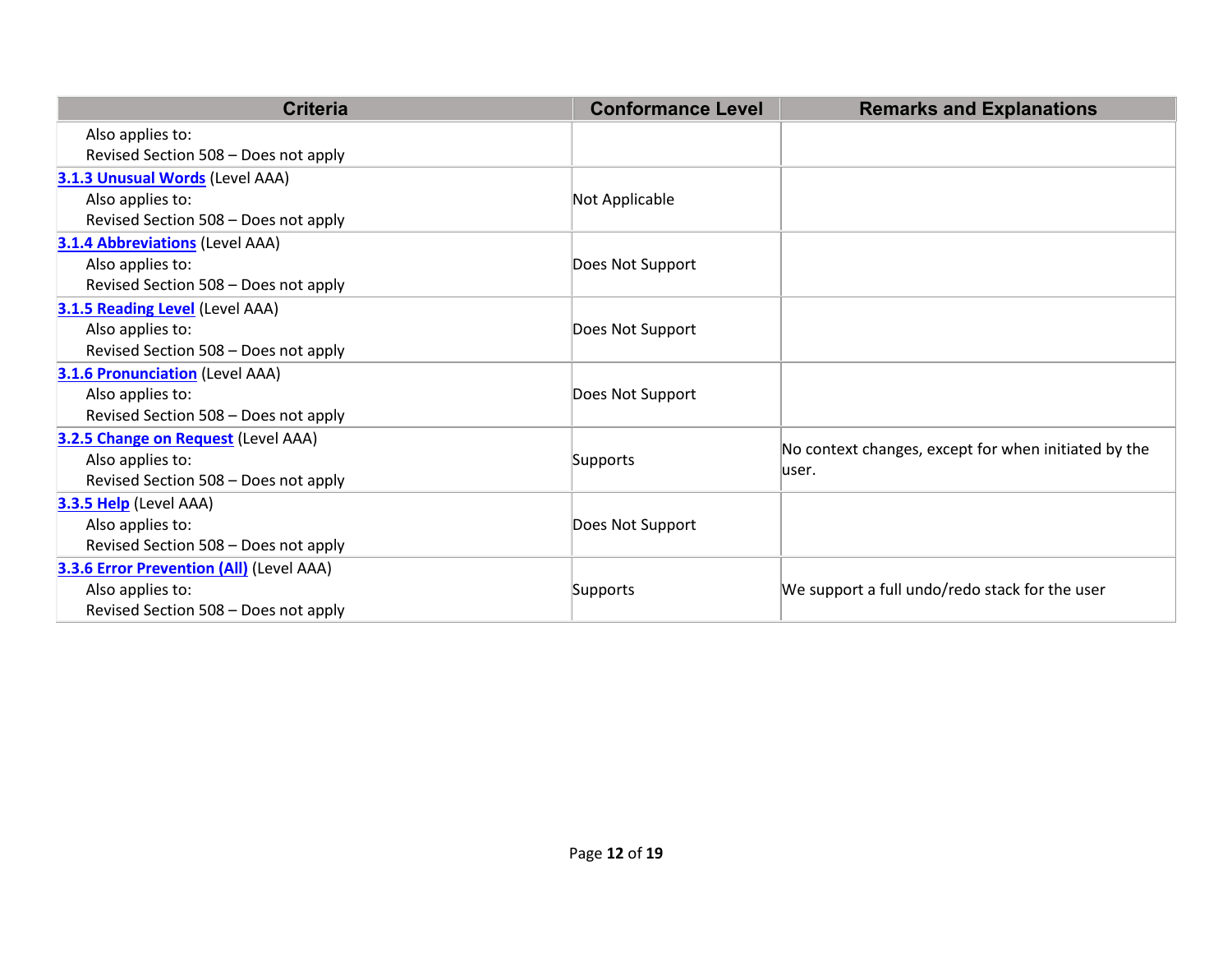| Criteria | Conformance Level | Remarks and Explanations |
| --- | --- | --- |
| Also applies to:<br>Revised Section 508 – Does not apply | | |
| **3.1.3 Unusual Words** (Level AAA)<br>Also applies to:<br>Revised Section 508 – Does not apply | Not Applicable | |
| **3.1.4 Abbreviations** (Level AAA)<br>Also applies to:<br>Revised Section 508 – Does not apply | Does Not Support | |
| **3.1.5 Reading Level** (Level AAA)<br>Also applies to:<br>Revised Section 508 – Does not apply | Does Not Support | |
| **3.1.6 Pronunciation** (Level AAA)<br>Also applies to:<br>Revised Section 508 – Does not apply | Does Not Support | |
| **3.2.5 Change on Request** (Level AAA)<br>Also applies to:<br>Revised Section 508 – Does not apply | Supports | No context changes, except for when initiated by the user. |
| **3.3.5 Help** (Level AAA)<br>Also applies to:<br>Revised Section 508 – Does not apply | Does Not Support | |
| **3.3.6 Error Prevention (All)** (Level AAA)<br>Also applies to:<br>Revised Section 508 – Does not apply | Supports | We support a full undo/redo stack for the user |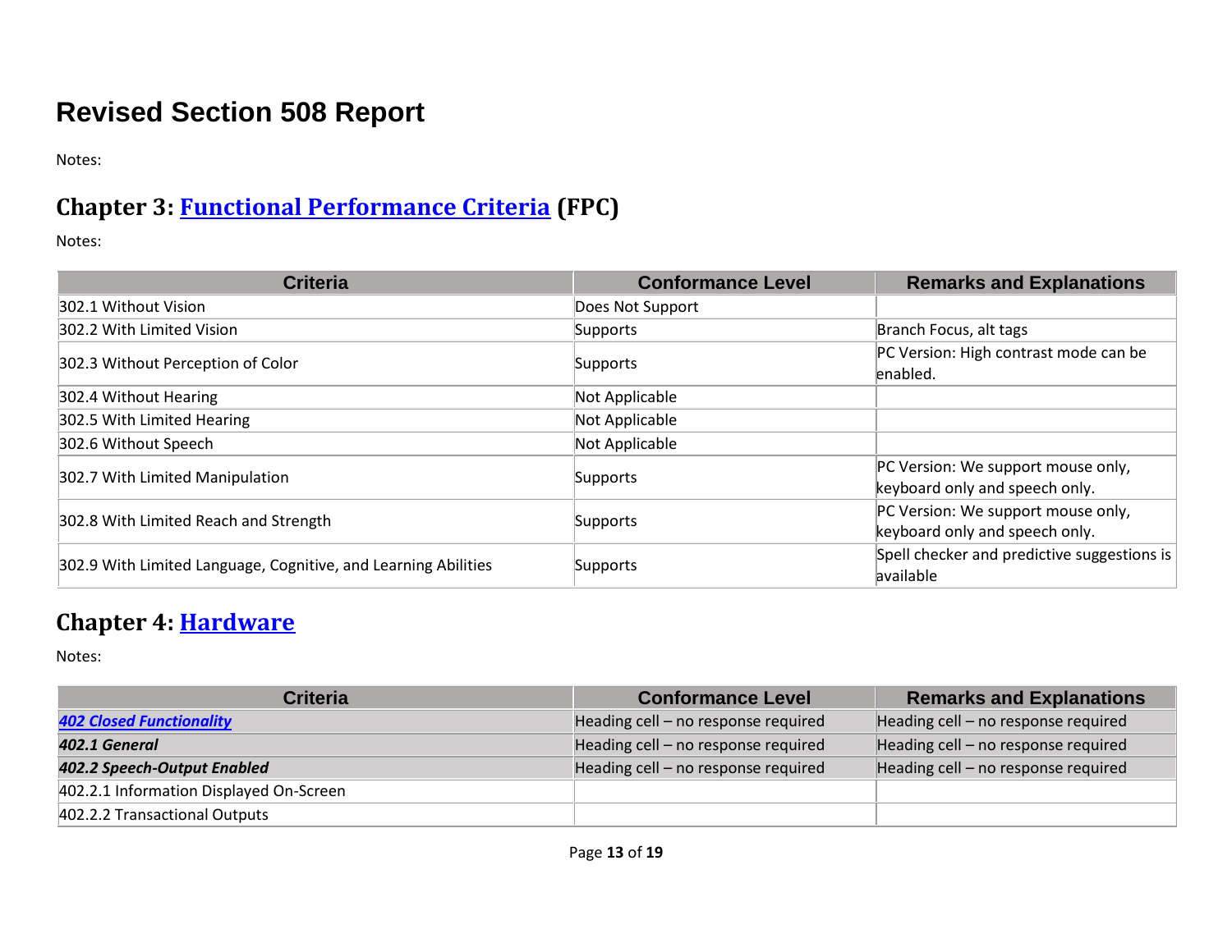# Revised Section 508 Report

Notes:

## Chapter 3: [Functional Performance Criteria](#) (FPC)

Notes:

| Criteria | Conformance Level | Remarks and Explanations |
|---|---|---|
| 302.1 Without Vision | Does Not Support | |
| 302.2 With Limited Vision | Supports | Branch Focus, alt tags |
| 302.3 Without Perception of Color | Supports | PC Version: High contrast mode can be enabled. |
| 302.4 Without Hearing | Not Applicable | |
| 302.5 With Limited Hearing | Not Applicable | |
| 302.6 Without Speech | Not Applicable | |
| 302.7 With Limited Manipulation | Supports | PC Version: We support mouse only, keyboard only and speech only. |
| 302.8 With Limited Reach and Strength | Supports | PC Version: We support mouse only, keyboard only and speech only. |
| 302.9 With Limited Language, Cognitive, and Learning Abilities | Supports | Spell checker and predictive suggestions is available |

## Chapter 4: [Hardware](#)

Notes:

| Criteria | Conformance Level | Remarks and Explanations |
|---|---|---|
| ***[402 Closed Functionality](#)*** | Heading cell – no response required | Heading cell – no response required |
| ***402.1 General*** | Heading cell – no response required | Heading cell – no response required |
| ***402.2 Speech-Output Enabled*** | Heading cell – no response required | Heading cell – no response required |
| 402.2.1 Information Displayed On-Screen | | |
| 402.2.2 Transactional Outputs | | |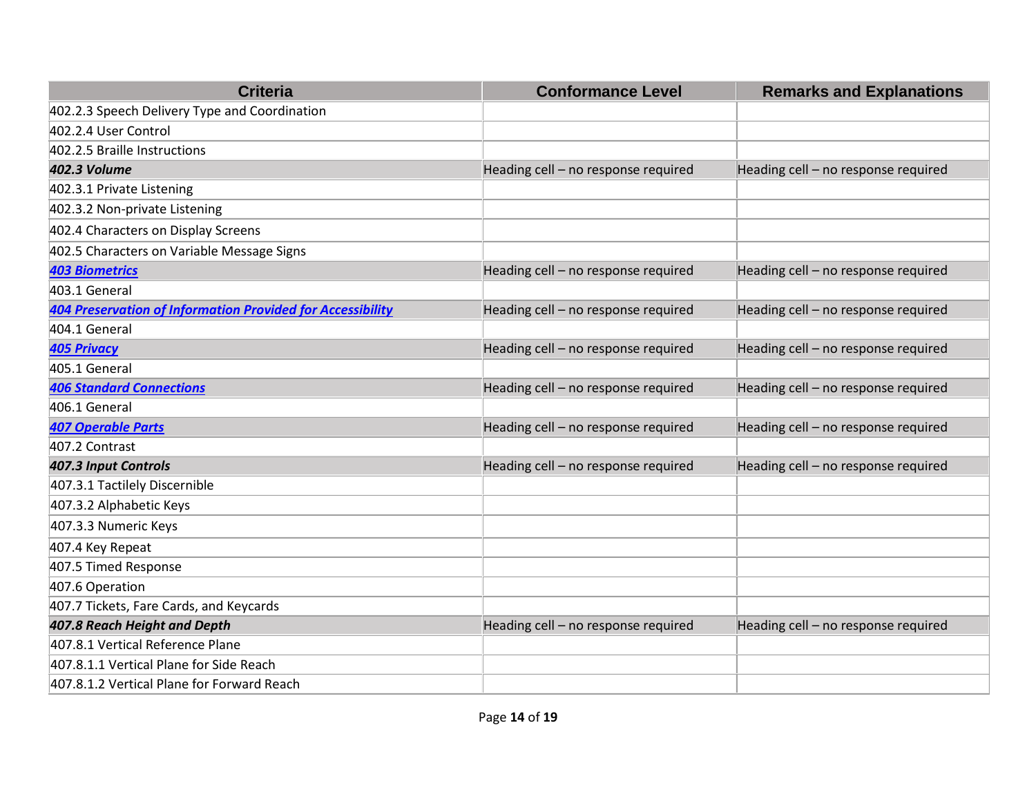| Criteria | Conformance Level | Remarks and Explanations |
| --- | --- | --- |
| 402.2.3 Speech Delivery Type and Coordination | | |
| 402.2.4 User Control | | |
| 402.2.5 Braille Instructions | | |
| ***402.3 Volume*** | Heading cell – no response required | Heading cell – no response required |
| 402.3.1 Private Listening | | |
| 402.3.2 Non-private Listening | | |
| 402.4 Characters on Display Screens | | |
| 402.5 Characters on Variable Message Signs | | |
| ***403 Biometrics*** | Heading cell – no response required | Heading cell – no response required |
| 403.1 General | | |
| ***404 Preservation of Information Provided for Accessibility*** | Heading cell – no response required | Heading cell – no response required |
| 404.1 General | | |
| ***405 Privacy*** | Heading cell – no response required | Heading cell – no response required |
| 405.1 General | | |
| ***406 Standard Connections*** | Heading cell – no response required | Heading cell – no response required |
| 406.1 General | | |
| ***407 Operable Parts*** | Heading cell – no response required | Heading cell – no response required |
| 407.2 Contrast | | |
| ***407.3 Input Controls*** | Heading cell – no response required | Heading cell – no response required |
| 407.3.1 Tactilely Discernible | | |
| 407.3.2 Alphabetic Keys | | |
| 407.3.3 Numeric Keys | | |
| 407.4 Key Repeat | | |
| 407.5 Timed Response | | |
| 407.6 Operation | | |
| 407.7 Tickets, Fare Cards, and Keycards | | |
| ***407.8 Reach Height and Depth*** | Heading cell – no response required | Heading cell – no response required |
| 407.8.1 Vertical Reference Plane | | |
| 407.8.1.1 Vertical Plane for Side Reach | | |
| 407.8.1.2 Vertical Plane for Forward Reach | | |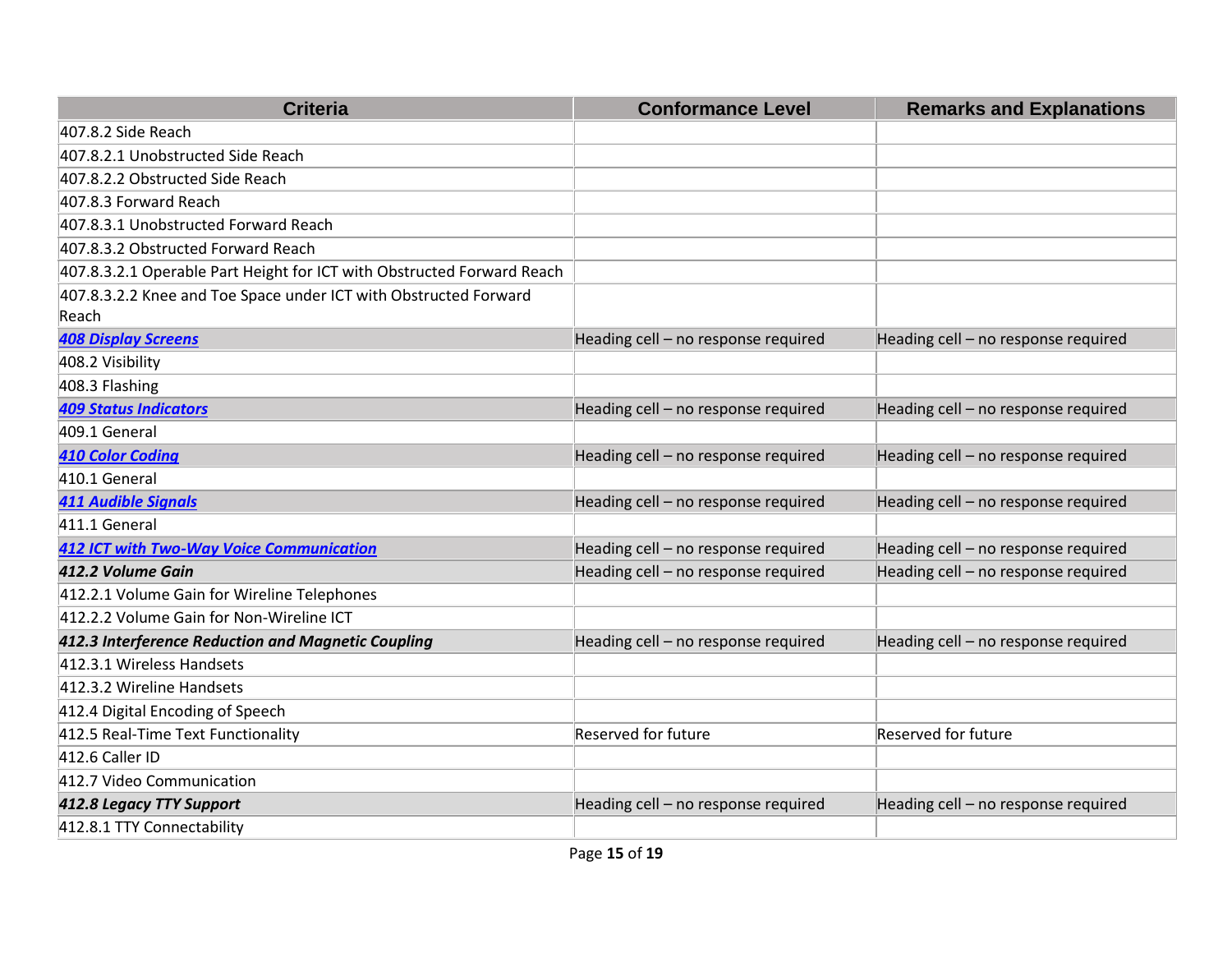| Criteria | Conformance Level | Remarks and Explanations |
|---|---|---|
| 407.8.2 Side Reach | | |
| 407.8.2.1 Unobstructed Side Reach | | |
| 407.8.2.2 Obstructed Side Reach | | |
| 407.8.3 Forward Reach | | |
| 407.8.3.1 Unobstructed Forward Reach | | |
| 407.8.3.2 Obstructed Forward Reach | | |
| 407.8.3.2.1 Operable Part Height for ICT with Obstructed Forward Reach | | |
| 407.8.3.2.2 Knee and Toe Space under ICT with Obstructed Forward Reach | | |
| ***408 Display Screens*** | Heading cell – no response required | Heading cell – no response required |
| 408.2 Visibility | | |
| 408.3 Flashing | | |
| ***409 Status Indicators*** | Heading cell – no response required | Heading cell – no response required |
| 409.1 General | | |
| ***410 Color Coding*** | Heading cell – no response required | Heading cell – no response required |
| 410.1 General | | |
| ***411 Audible Signals*** | Heading cell – no response required | Heading cell – no response required |
| 411.1 General | | |
| ***412 ICT with Two-Way Voice Communication*** | Heading cell – no response required | Heading cell – no response required |
| ***412.2 Volume Gain*** | Heading cell – no response required | Heading cell – no response required |
| 412.2.1 Volume Gain for Wireline Telephones | | |
| 412.2.2 Volume Gain for Non-Wireline ICT | | |
| ***412.3 Interference Reduction and Magnetic Coupling*** | Heading cell – no response required | Heading cell – no response required |
| 412.3.1 Wireless Handsets | | |
| 412.3.2 Wireline Handsets | | |
| 412.4 Digital Encoding of Speech | | |
| 412.5 Real-Time Text Functionality | Reserved for future | Reserved for future |
| 412.6 Caller ID | | |
| 412.7 Video Communication | | |
| ***412.8 Legacy TTY Support*** | Heading cell – no response required | Heading cell – no response required |
| 412.8.1 TTY Connectability | | |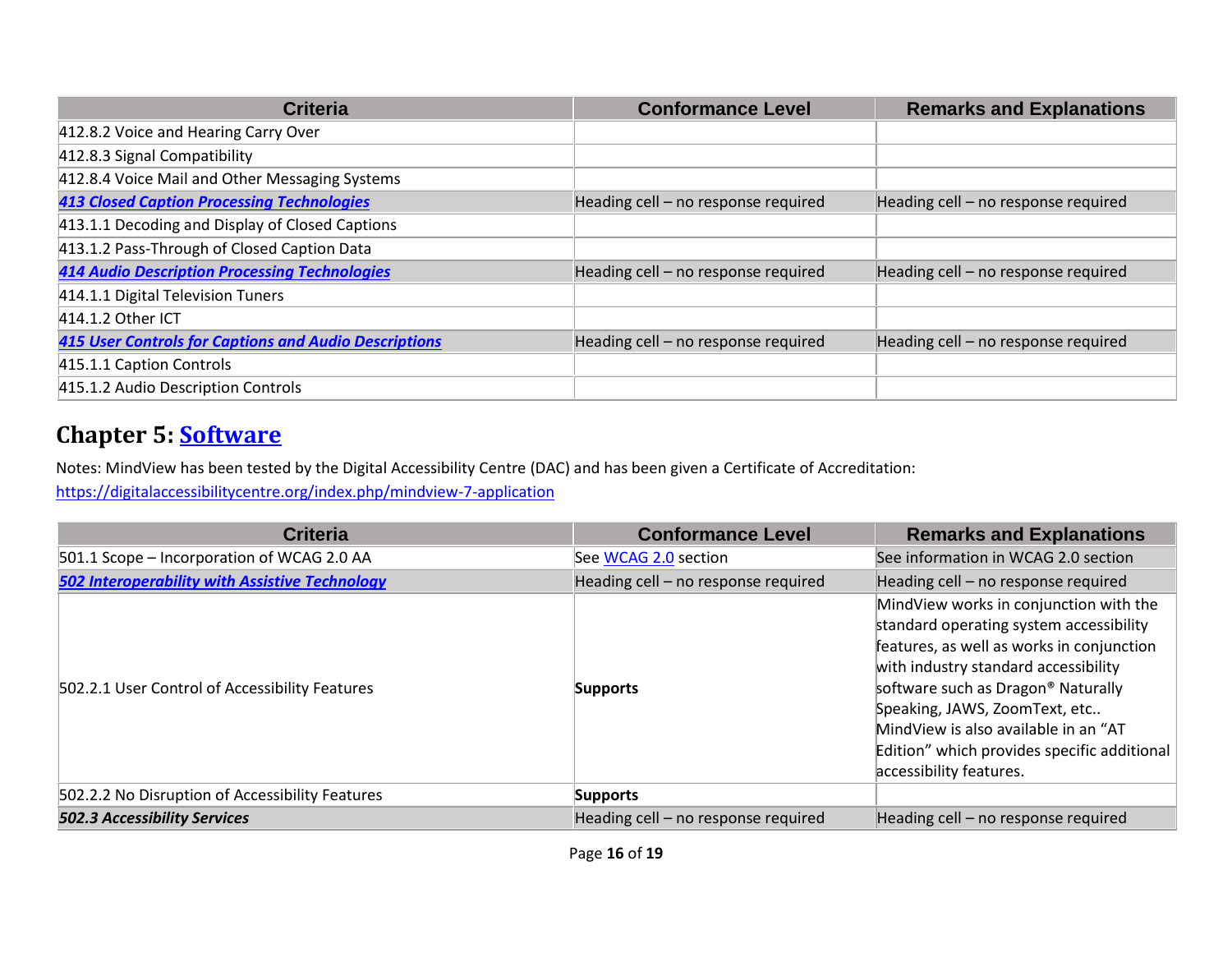| Criteria | Conformance Level | Remarks and Explanations |
|---|---|---|
| 412.8.2 Voice and Hearing Carry Over | | |
| 412.8.3 Signal Compatibility | | |
| 412.8.4 Voice Mail and Other Messaging Systems | | |
| ***[413 Closed Caption Processing Technologies]()*** | Heading cell – no response required | Heading cell – no response required |
| 413.1.1 Decoding and Display of Closed Captions | | |
| 413.1.2 Pass-Through of Closed Caption Data | | |
| ***[414 Audio Description Processing Technologies]()*** | Heading cell – no response required | Heading cell – no response required |
| 414.1.1 Digital Television Tuners | | |
| 414.1.2 Other ICT | | |
| ***[415 User Controls for Captions and Audio Descriptions]()*** | Heading cell – no response required | Heading cell – no response required |
| 415.1.1 Caption Controls | | |
| 415.1.2 Audio Description Controls | | |

## Chapter 5: [Software]()

Notes: MindView has been tested by the Digital Accessibility Centre (DAC) and has been given a Certificate of Accreditation: [https://digitalaccessibilitycentre.org/index.php/mindview-7-application](https://digitalaccessibilitycentre.org/index.php/mindview-7-application)

| Criteria | Conformance Level | Remarks and Explanations |
|---|---|---|
| 501.1 Scope – Incorporation of WCAG 2.0 AA | See [WCAG 2.0]() section | See information in WCAG 2.0 section |
| ***[502 Interoperability with Assistive Technology]()*** | Heading cell – no response required | Heading cell – no response required |
| 502.2.1 User Control of Accessibility Features | **Supports** | MindView works in conjunction with the standard operating system accessibility features, as well as works in conjunction with industry standard accessibility software such as Dragon® Naturally Speaking, JAWS, ZoomText, etc.. MindView is also available in an “AT Edition” which provides specific additional accessibility features. |
| 502.2.2 No Disruption of Accessibility Features | **Supports** | |
| ***502.3 Accessibility Services*** | Heading cell – no response required | Heading cell – no response required |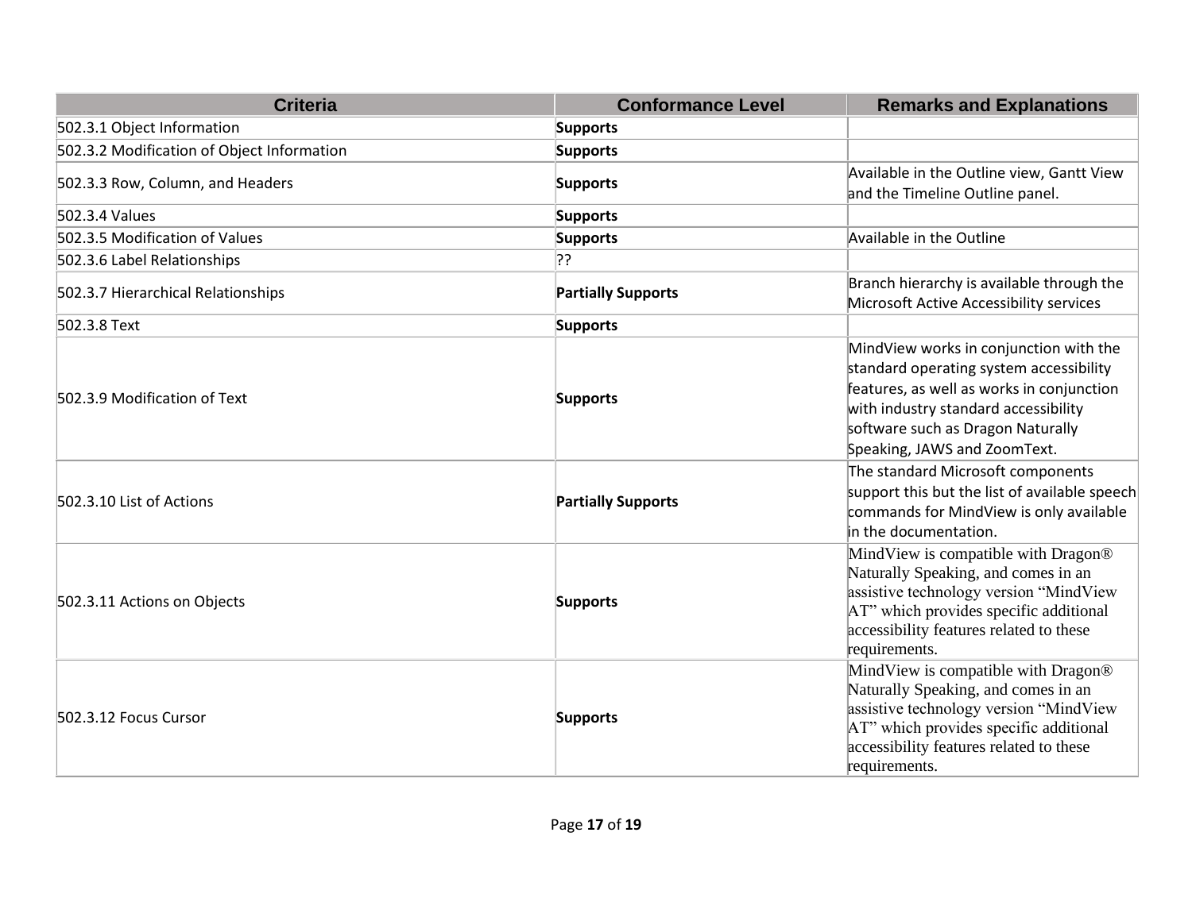| Criteria | Conformance Level | Remarks and Explanations |
| --- | --- | --- |
| 502.3.1 Object Information | **Supports** | |
| 502.3.2 Modification of Object Information | **Supports** | |
| 502.3.3 Row, Column, and Headers | **Supports** | Available in the Outline view, Gantt View and the Timeline Outline panel. |
| 502.3.4 Values | **Supports** | |
| 502.3.5 Modification of Values | **Supports** | Available in the Outline |
| 502.3.6 Label Relationships | ?? | |
| 502.3.7 Hierarchical Relationships | **Partially Supports** | Branch hierarchy is available through the Microsoft Active Accessibility services |
| 502.3.8 Text | **Supports** | |
| 502.3.9 Modification of Text | **Supports** | MindView works in conjunction with the standard operating system accessibility features, as well as works in conjunction with industry standard accessibility software such as Dragon Naturally Speaking, JAWS and ZoomText. |
| 502.3.10 List of Actions | **Partially Supports** | The standard Microsoft components support this but the list of available speech commands for MindView is only available in the documentation. |
| 502.3.11 Actions on Objects | **Supports** | MindView is compatible with Dragon® Naturally Speaking, and comes in an assistive technology version "MindView AT" which provides specific additional accessibility features related to these requirements. |
| 502.3.12 Focus Cursor | **Supports** | MindView is compatible with Dragon® Naturally Speaking, and comes in an assistive technology version "MindView AT" which provides specific additional accessibility features related to these requirements. |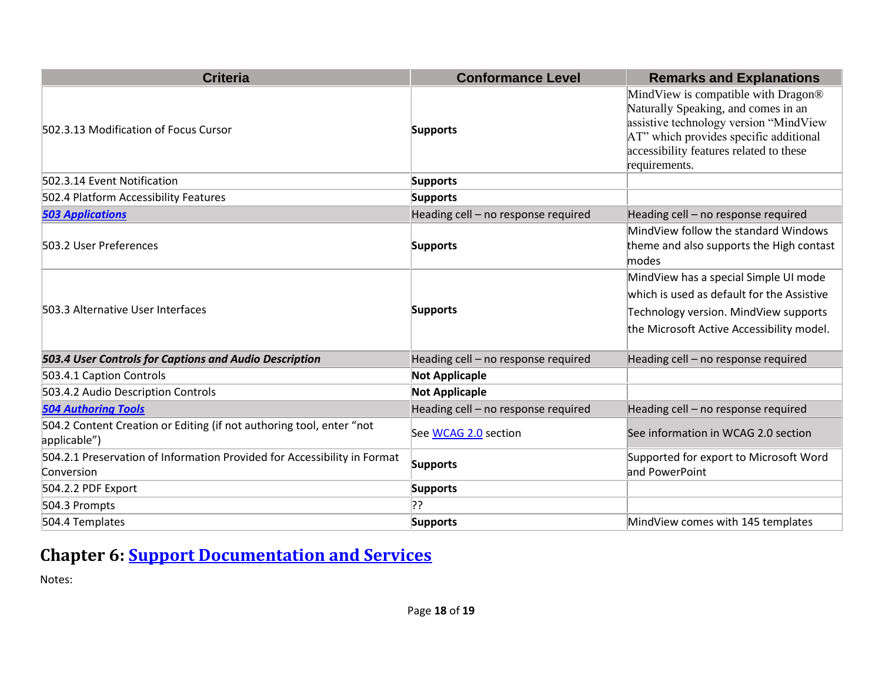| Criteria | Conformance Level | Remarks and Explanations |
|---|---|---|
| 502.3.13 Modification of Focus Cursor | **Supports** | MindView is compatible with Dragon® Naturally Speaking, and comes in an assistive technology version “MindView AT” which provides specific additional accessibility features related to these requirements. |
| 502.3.14 Event Notification | **Supports** | |
| 502.4 Platform Accessibility Features | **Supports** | |
| ***503 Applications*** | Heading cell – no response required | Heading cell – no response required |
| 503.2 User Preferences | **Supports** | MindView follow the standard Windows theme and also supports the High contrast modes |
| 503.3 Alternative User Interfaces | **Supports** | MindView has a special Simple UI mode which is used as default for the Assistive Technology version. MindView supports the Microsoft Active Accessibility model. |
| ***503.4 User Controls for Captions and Audio Description*** | Heading cell – no response required | Heading cell – no response required |
| 503.4.1 Caption Controls | **Not Applicable** | |
| 503.4.2 Audio Description Controls | **Not Applicable** | |
| ***504 Authoring Tools*** | Heading cell – no response required | Heading cell – no response required |
| 504.2 Content Creation or Editing (if not authoring tool, enter “not applicable”) | See WCAG 2.0 section | See information in WCAG 2.0 section |
| 504.2.1 Preservation of Information Provided for Accessibility in Format Conversion | **Supports** | Supported for export to Microsoft Word and PowerPoint |
| 504.2.2 PDF Export | **Supports** | |
| 504.3 Prompts | ?? | |
| 504.4 Templates | **Supports** | MindView comes with 145 templates |

## Chapter 6: Support Documentation and Services

Notes: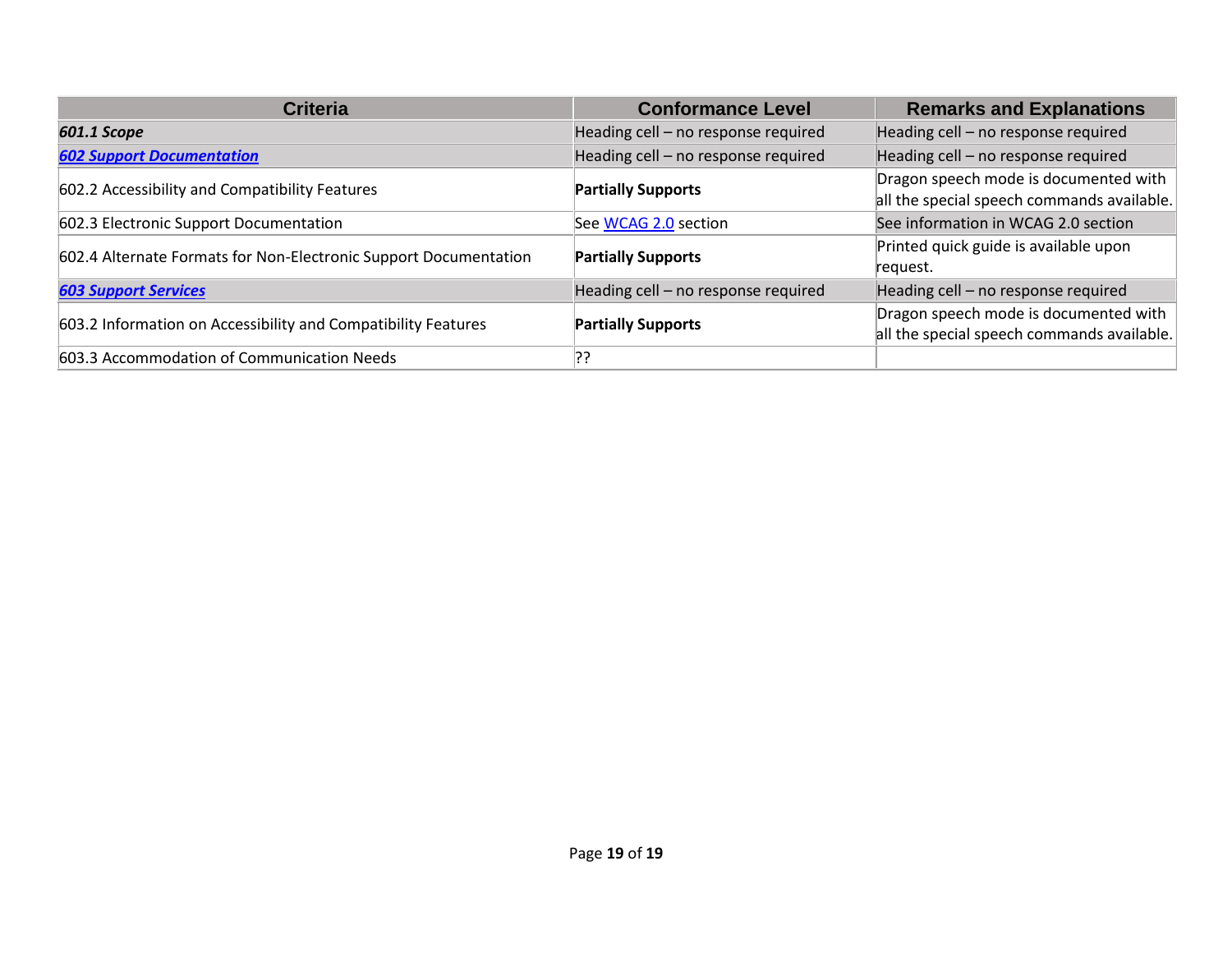| Criteria | Conformance Level | Remarks and Explanations |
| --- | --- | --- |
| ***601.1 Scope*** | Heading cell – no response required | Heading cell – no response required |
| ***602 Support Documentation*** | Heading cell – no response required | Heading cell – no response required |
| 602.2 Accessibility and Compatibility Features | **Partially Supports** | Dragon speech mode is documented with all the special speech commands available. |
| 602.3 Electronic Support Documentation | See WCAG 2.0 section | See information in WCAG 2.0 section |
| 602.4 Alternate Formats for Non-Electronic Support Documentation | **Partially Supports** | Printed quick guide is available upon request. |
| ***603 Support Services*** | Heading cell – no response required | Heading cell – no response required |
| 603.2 Information on Accessibility and Compatibility Features | **Partially Supports** | Dragon speech mode is documented with all the special speech commands available. |
| 603.3 Accommodation of Communication Needs | ?? | |